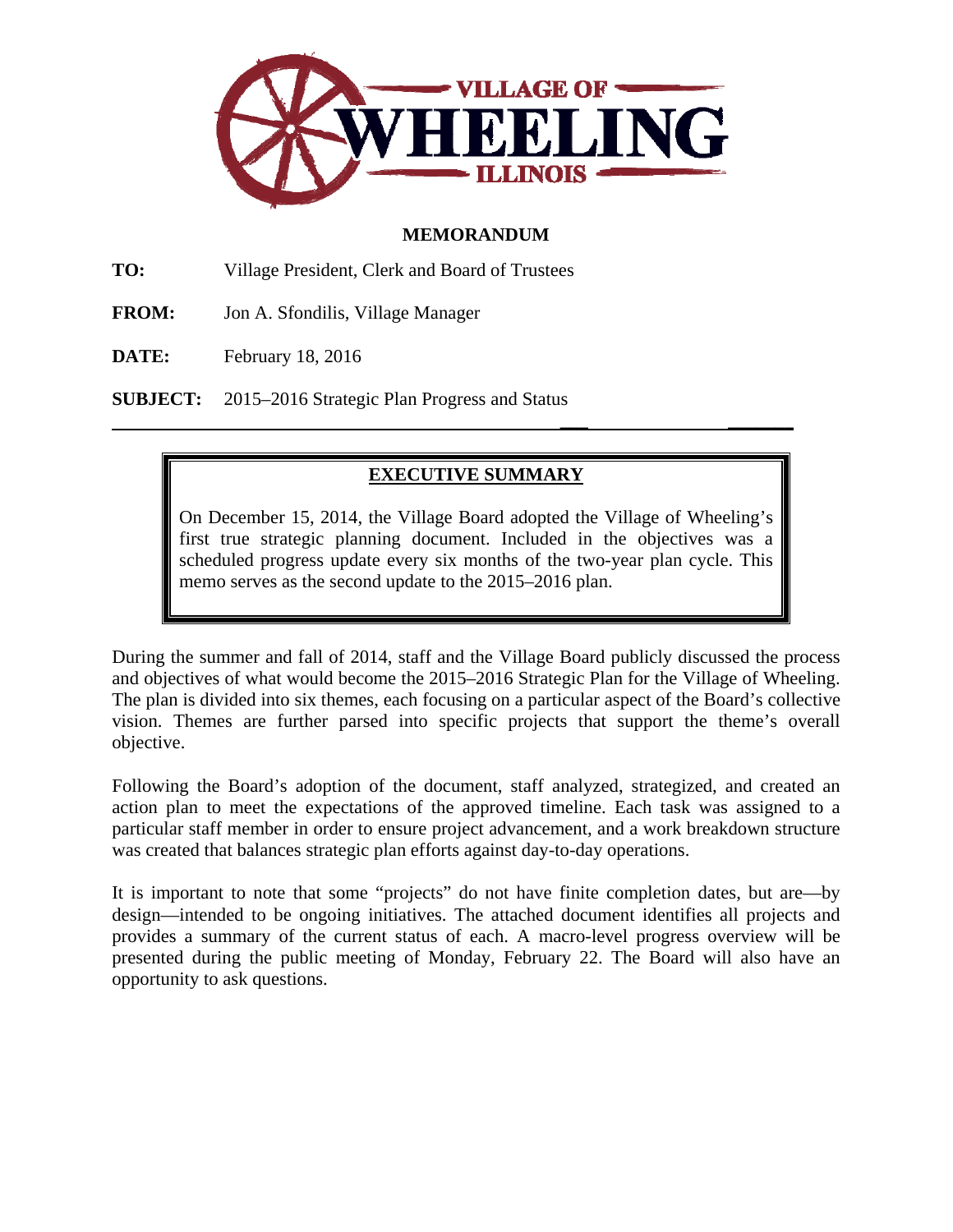VILLAGE OF WHEELING ILLINOIS

# MEMORANDUM

**TO:** Village President, Clerk and Board of Trustees

**FROM:** Jon A. Sfondilis, Village Manager

**DATE:** February 18, 2016

**SUBJECT:** 2015–2016 Strategic Plan Progress and Status

---

## EXECUTIVE SUMMARY

On December 15, 2014, the Village Board adopted the Village of Wheeling's first true strategic planning document. Included in the objectives was a scheduled progress update every six months of the two-year plan cycle. This memo serves as the second update to the 2015–2016 plan.

During the summer and fall of 2014, staff and the Village Board publicly discussed the process and objectives of what would become the 2015–2016 Strategic Plan for the Village of Wheeling. The plan is divided into six themes, each focusing on a particular aspect of the Board's collective vision. Themes are further parsed into specific projects that support the theme's overall objective.

Following the Board's adoption of the document, staff analyzed, strategized, and created an action plan to meet the expectations of the approved timeline. Each task was assigned to a particular staff member in order to ensure project advancement, and a work breakdown structure was created that balances strategic plan efforts against day-to-day operations.

It is important to note that some "projects" do not have finite completion dates, but are—by design—intended to be ongoing initiatives. The attached document identifies all projects and provides a summary of the current status of each. A macro-level progress overview will be presented during the public meeting of Monday, February 22. The Board will also have an opportunity to ask questions.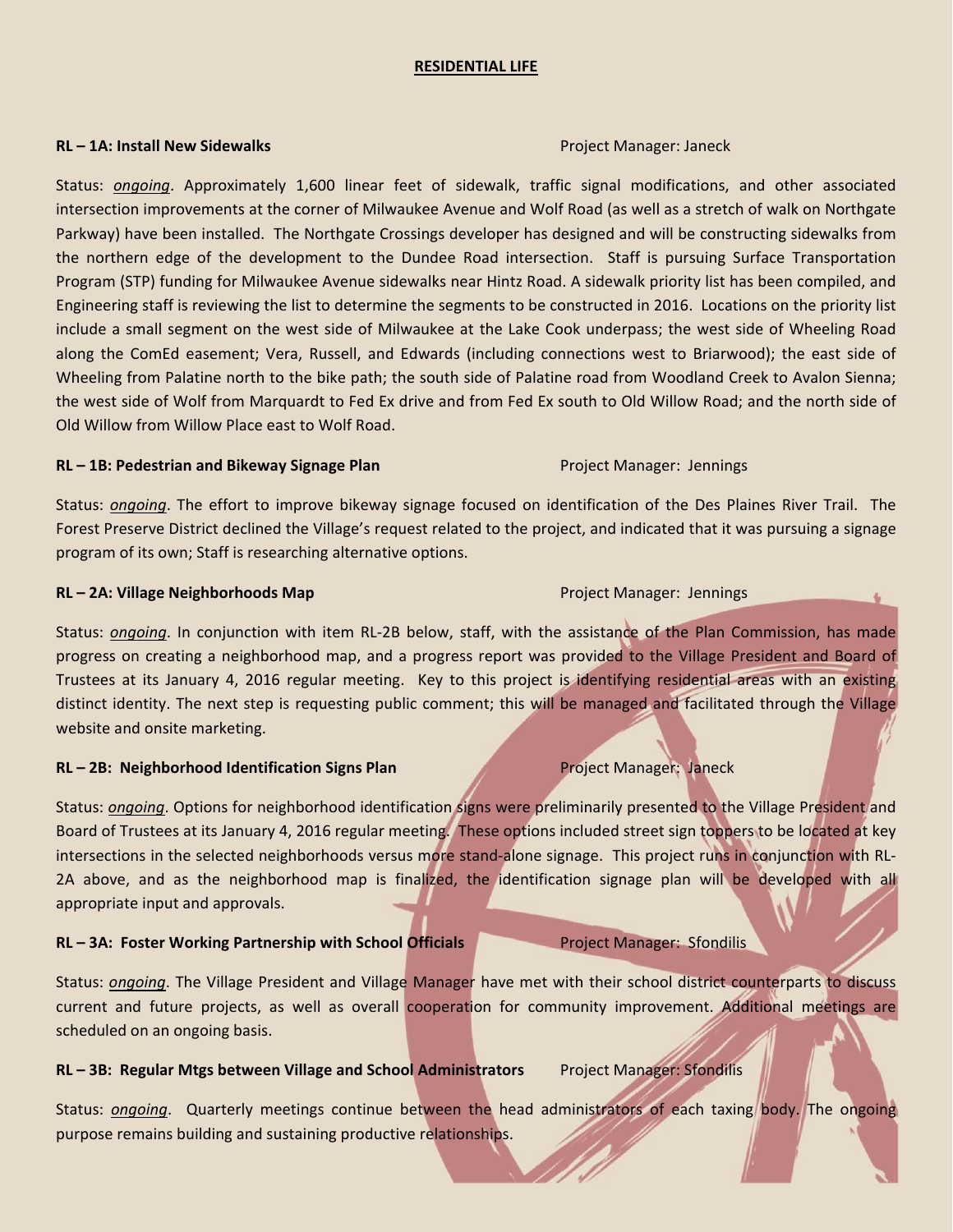# RESIDENTIAL LIFE

**RL – 1A: Install New Sidewalks** Project Manager: Janeck

Status: *ongoing*. Approximately 1,600 linear feet of sidewalk, traffic signal modifications, and other associated intersection improvements at the corner of Milwaukee Avenue and Wolf Road (as well as a stretch of walk on Northgate Parkway) have been installed. The Northgate Crossings developer has designed and will be constructing sidewalks from the northern edge of the development to the Dundee Road intersection. Staff is pursuing Surface Transportation Program (STP) funding for Milwaukee Avenue sidewalks near Hintz Road. A sidewalk priority list has been compiled, and Engineering staff is reviewing the list to determine the segments to be constructed in 2016. Locations on the priority list include a small segment on the west side of Milwaukee at the Lake Cook underpass; the west side of Wheeling Road along the ComEd easement; Vera, Russell, and Edwards (including connections west to Briarwood); the east side of Wheeling from Palatine north to the bike path; the south side of Palatine road from Woodland Creek to Avalon Sienna; the west side of Wolf from Marquardt to Fed Ex drive and from Fed Ex south to Old Willow Road; and the north side of Old Willow from Willow Place east to Wolf Road.

**RL – 1B: Pedestrian and Bikeway Signage Plan** Project Manager: Jennings

Status: *ongoing*. The effort to improve bikeway signage focused on identification of the Des Plaines River Trail. The Forest Preserve District declined the Village's request related to the project, and indicated that it was pursuing a signage program of its own; Staff is researching alternative options.

**RL – 2A: Village Neighborhoods Map** Project Manager: Jennings

Status: *ongoing*. In conjunction with item RL-2B below, staff, with the assistance of the Plan Commission, has made progress on creating a neighborhood map, and a progress report was provided to the Village President and Board of Trustees at its January 4, 2016 regular meeting. Key to this project is identifying residential areas with an existing distinct identity. The next step is requesting public comment; this will be managed and facilitated through the Village website and onsite marketing.

**RL – 2B: Neighborhood Identification Signs Plan** Project Manager: Janeck

Status: *ongoing*. Options for neighborhood identification signs were preliminarily presented to the Village President and Board of Trustees at its January 4, 2016 regular meeting. These options included street sign toppers to be located at key intersections in the selected neighborhoods versus more stand-alone signage. This project runs in conjunction with RL-2A above, and as the neighborhood map is finalized, the identification signage plan will be developed with all appropriate input and approvals.

**RL – 3A: Foster Working Partnership with School Officials** Project Manager: Sfondilis

Status: *ongoing*. The Village President and Village Manager have met with their school district counterparts to discuss current and future projects, as well as overall cooperation for community improvement. Additional meetings are scheduled on an ongoing basis.

**RL – 3B: Regular Mtgs between Village and School Administrators** Project Manager: Sfondilis

Status: *ongoing*. Quarterly meetings continue between the head administrators of each taxing body. The ongoing purpose remains building and sustaining productive relationships.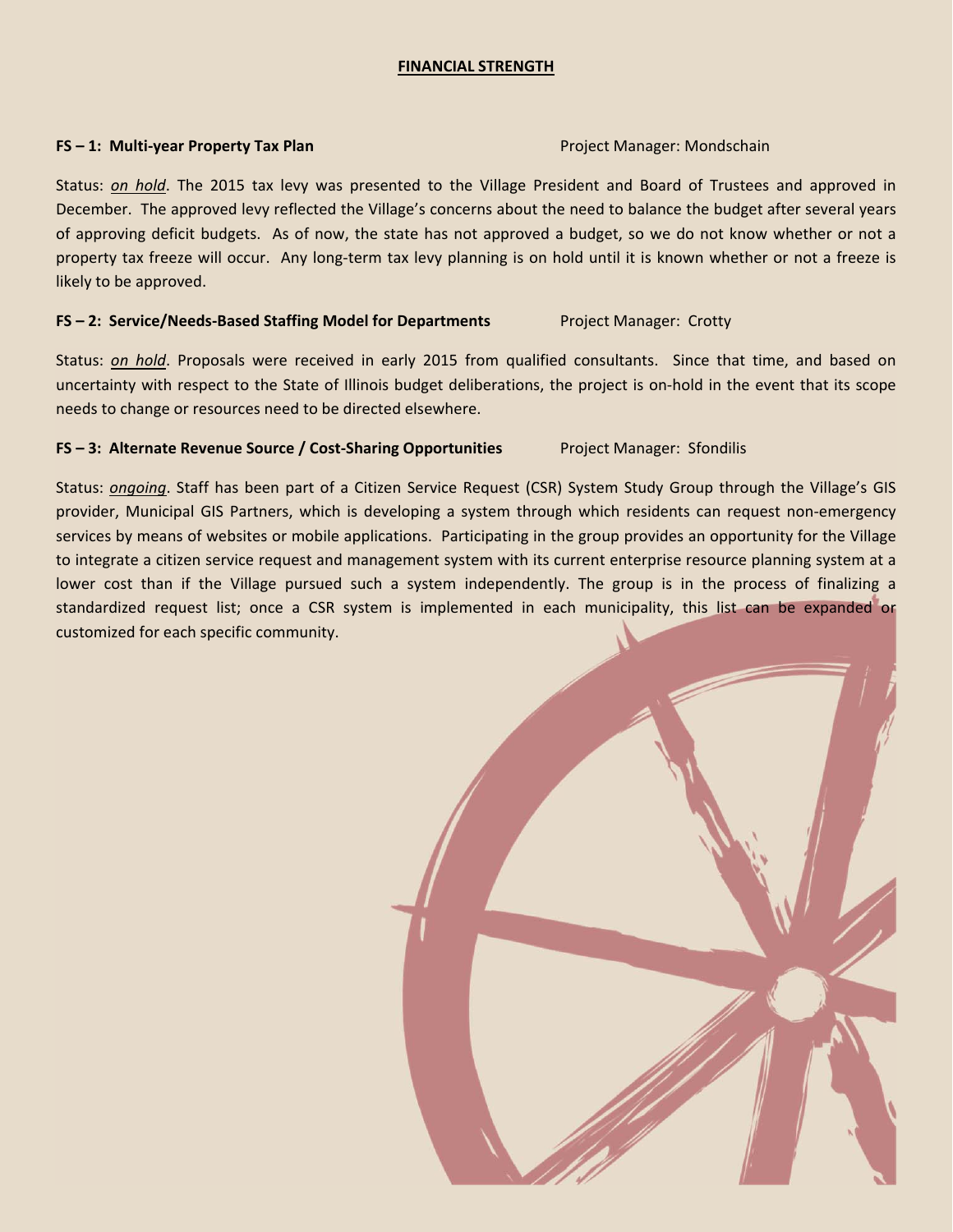## FINANCIAL STRENGTH

**FS – 1: Multi-year Property Tax Plan** Project Manager: Mondschain

Status: *on hold*. The 2015 tax levy was presented to the Village President and Board of Trustees and approved in December. The approved levy reflected the Village's concerns about the need to balance the budget after several years of approving deficit budgets. As of now, the state has not approved a budget, so we do not know whether or not a property tax freeze will occur. Any long-term tax levy planning is on hold until it is known whether or not a freeze is likely to be approved.

**FS – 2: Service/Needs-Based Staffing Model for Departments** Project Manager: Crotty

Status: *on hold*. Proposals were received in early 2015 from qualified consultants. Since that time, and based on uncertainty with respect to the State of Illinois budget deliberations, the project is on-hold in the event that its scope needs to change or resources need to be directed elsewhere.

**FS – 3: Alternate Revenue Source / Cost-Sharing Opportunities** Project Manager: Sfondilis

Status: *ongoing*. Staff has been part of a Citizen Service Request (CSR) System Study Group through the Village's GIS provider, Municipal GIS Partners, which is developing a system through which residents can request non-emergency services by means of websites or mobile applications. Participating in the group provides an opportunity for the Village to integrate a citizen service request and management system with its current enterprise resource planning system at a lower cost than if the Village pursued such a system independently. The group is in the process of finalizing a standardized request list; once a CSR system is implemented in each municipality, this list can be expanded or customized for each specific community.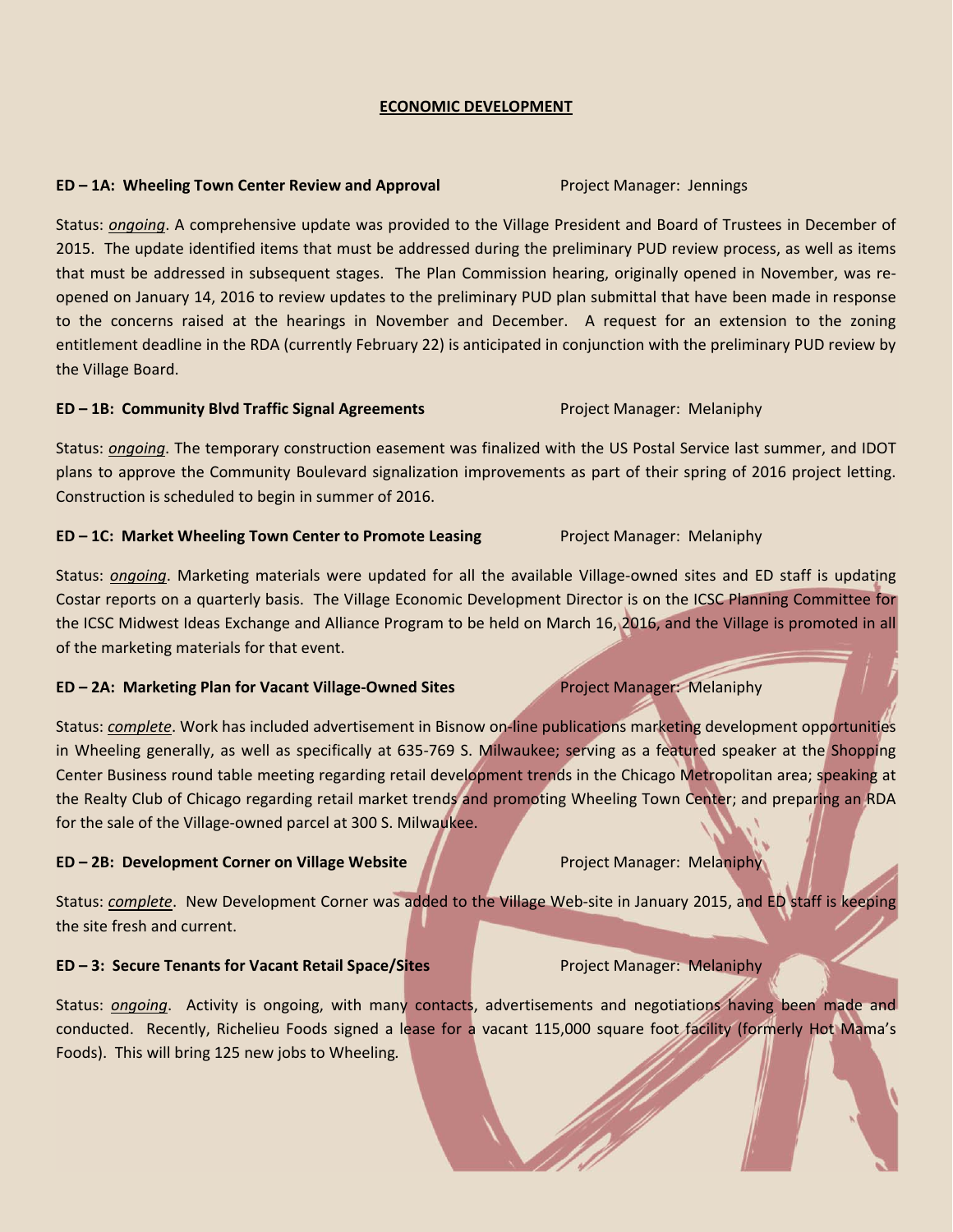## ECONOMIC DEVELOPMENT

**ED – 1A: Wheeling Town Center Review and Approval** Project Manager: Jennings

Status: *ongoing*. A comprehensive update was provided to the Village President and Board of Trustees in December of 2015. The update identified items that must be addressed during the preliminary PUD review process, as well as items that must be addressed in subsequent stages. The Plan Commission hearing, originally opened in November, was re-opened on January 14, 2016 to review updates to the preliminary PUD plan submittal that have been made in response to the concerns raised at the hearings in November and December. A request for an extension to the zoning entitlement deadline in the RDA (currently February 22) is anticipated in conjunction with the preliminary PUD review by the Village Board.

**ED – 1B: Community Blvd Traffic Signal Agreements** Project Manager: Melaniphy

Status: *ongoing*. The temporary construction easement was finalized with the US Postal Service last summer, and IDOT plans to approve the Community Boulevard signalization improvements as part of their spring of 2016 project letting. Construction is scheduled to begin in summer of 2016.

**ED – 1C: Market Wheeling Town Center to Promote Leasing** Project Manager: Melaniphy

Status: *ongoing*. Marketing materials were updated for all the available Village-owned sites and ED staff is updating Costar reports on a quarterly basis. The Village Economic Development Director is on the ICSC Planning Committee for the ICSC Midwest Ideas Exchange and Alliance Program to be held on March 16, 2016, and the Village is promoted in all of the marketing materials for that event.

**ED – 2A: Marketing Plan for Vacant Village-Owned Sites** Project Manager: Melaniphy

Status: *complete*. Work has included advertisement in Bisnow on-line publications marketing development opportunities in Wheeling generally, as well as specifically at 635-769 S. Milwaukee; serving as a featured speaker at the Shopping Center Business round table meeting regarding retail development trends in the Chicago Metropolitan area; speaking at the Realty Club of Chicago regarding retail market trends and promoting Wheeling Town Center; and preparing an RDA for the sale of the Village-owned parcel at 300 S. Milwaukee.

**ED – 2B: Development Corner on Village Website** Project Manager: Melaniphy

Status: *complete*. New Development Corner was added to the Village Web-site in January 2015, and ED staff is keeping the site fresh and current.

**ED – 3: Secure Tenants for Vacant Retail Space/Sites** Project Manager: Melaniphy

Status: *ongoing*. Activity is ongoing, with many contacts, advertisements and negotiations having been made and conducted. Recently, Richelieu Foods signed a lease for a vacant 115,000 square foot facility (formerly Hot Mama's Foods). This will bring 125 new jobs to Wheeling.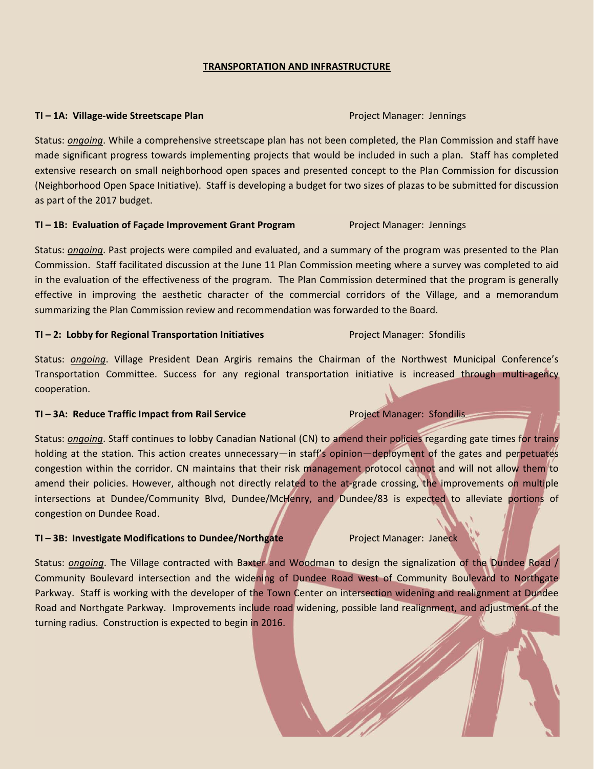## TRANSPORTATION AND INFRASTRUCTURE

**TI – 1A: Village-wide Streetscape Plan** Project Manager: Jennings

Status: *ongoing*. While a comprehensive streetscape plan has not been completed, the Plan Commission and staff have made significant progress towards implementing projects that would be included in such a plan. Staff has completed extensive research on small neighborhood open spaces and presented concept to the Plan Commission for discussion (Neighborhood Open Space Initiative). Staff is developing a budget for two sizes of plazas to be submitted for discussion as part of the 2017 budget.

**TI – 1B: Evaluation of Façade Improvement Grant Program** Project Manager: Jennings

Status: *ongoing*. Past projects were compiled and evaluated, and a summary of the program was presented to the Plan Commission. Staff facilitated discussion at the June 11 Plan Commission meeting where a survey was completed to aid in the evaluation of the effectiveness of the program. The Plan Commission determined that the program is generally effective in improving the aesthetic character of the commercial corridors of the Village, and a memorandum summarizing the Plan Commission review and recommendation was forwarded to the Board.

**TI – 2: Lobby for Regional Transportation Initiatives** Project Manager: Sfondilis

Status: *ongoing*. Village President Dean Argiris remains the Chairman of the Northwest Municipal Conference's Transportation Committee. Success for any regional transportation initiative is increased through multi-agency cooperation.

**TI – 3A: Reduce Traffic Impact from Rail Service** Project Manager: Sfondilis

Status: *ongoing*. Staff continues to lobby Canadian National (CN) to amend their policies regarding gate times for trains holding at the station. This action creates unnecessary—in staff's opinion—deployment of the gates and perpetuates congestion within the corridor. CN maintains that their risk management protocol cannot and will not allow them to amend their policies. However, although not directly related to the at-grade crossing, the improvements on multiple intersections at Dundee/Community Blvd, Dundee/McHenry, and Dundee/83 is expected to alleviate portions of congestion on Dundee Road.

**TI – 3B: Investigate Modifications to Dundee/Northgate** Project Manager: Janeck

Status: *ongoing*. The Village contracted with Baxter and Woodman to design the signalization of the Dundee Road / Community Boulevard intersection and the widening of Dundee Road west of Community Boulevard to Northgate Parkway. Staff is working with the developer of the Town Center on intersection widening and realignment at Dundee Road and Northgate Parkway. Improvements include road widening, possible land realignment, and adjustment of the turning radius. Construction is expected to begin in 2016.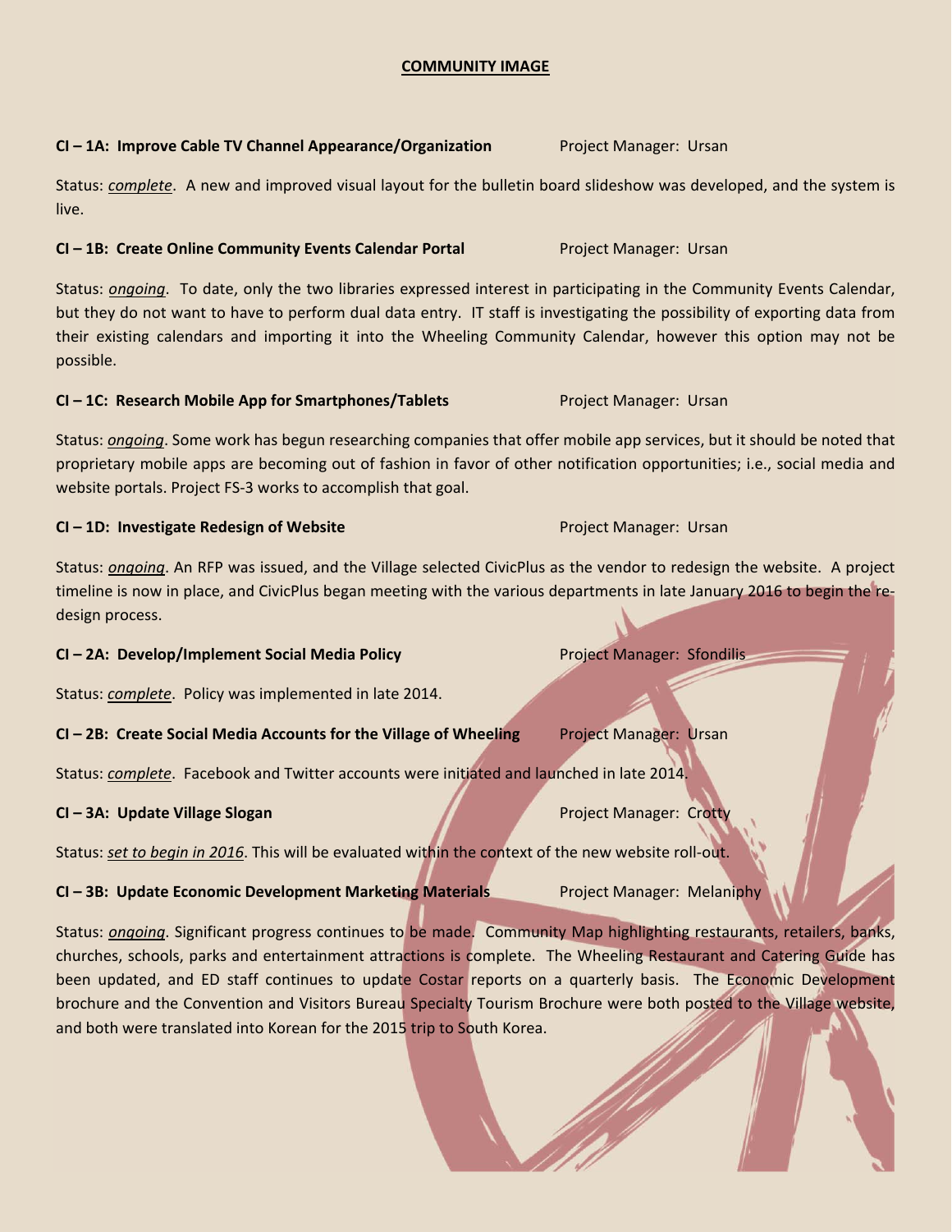## COMMUNITY IMAGE

**CI – 1A: Improve Cable TV Channel Appearance/Organization** Project Manager: Ursan

Status: ***complete***. A new and improved visual layout for the bulletin board slideshow was developed, and the system is live.

**CI – 1B: Create Online Community Events Calendar Portal** Project Manager: Ursan

Status: ***ongoing***. To date, only the two libraries expressed interest in participating in the Community Events Calendar, but they do not want to have to perform dual data entry. IT staff is investigating the possibility of exporting data from their existing calendars and importing it into the Wheeling Community Calendar, however this option may not be possible.

**CI – 1C: Research Mobile App for Smartphones/Tablets** Project Manager: Ursan

Status: ***ongoing***. Some work has begun researching companies that offer mobile app services, but it should be noted that proprietary mobile apps are becoming out of fashion in favor of other notification opportunities; i.e., social media and website portals. Project FS-3 works to accomplish that goal.

**CI – 1D: Investigate Redesign of Website** Project Manager: Ursan

Status: ***ongoing***. An RFP was issued, and the Village selected CivicPlus as the vendor to redesign the website. A project timeline is now in place, and CivicPlus began meeting with the various departments in late January 2016 to begin the re-design process.

**CI – 2A: Develop/Implement Social Media Policy** Project Manager: Sfondilis

Status: ***complete***. Policy was implemented in late 2014.

**CI – 2B: Create Social Media Accounts for the Village of Wheeling** Project Manager: Ursan

Status: ***complete***. Facebook and Twitter accounts were initiated and launched in late 2014.

**CI – 3A: Update Village Slogan** Project Manager: Crotty

Status: ***set to begin in 2016***. This will be evaluated within the context of the new website roll-out.

**CI – 3B: Update Economic Development Marketing Materials** Project Manager: Melaniphy

Status: ***ongoing***. Significant progress continues to be made. Community Map highlighting restaurants, retailers, banks, churches, schools, parks and entertainment attractions is complete. The Wheeling Restaurant and Catering Guide has been updated, and ED staff continues to update Costar reports on a quarterly basis. The Economic Development brochure and the Convention and Visitors Bureau Specialty Tourism Brochure were both posted to the Village website, and both were translated into Korean for the 2015 trip to South Korea.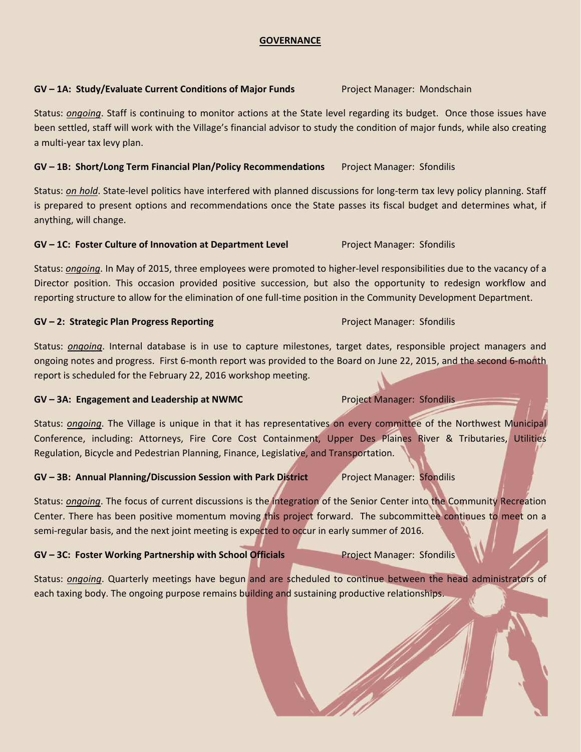## GOVERNANCE

**GV – 1A: Study/Evaluate Current Conditions of Major Funds** Project Manager: Mondschain

Status: *ongoing*. Staff is continuing to monitor actions at the State level regarding its budget. Once those issues have been settled, staff will work with the Village's financial advisor to study the condition of major funds, while also creating a multi-year tax levy plan.

**GV – 1B: Short/Long Term Financial Plan/Policy Recommendations** Project Manager: Sfondilis

Status: *on hold*. State-level politics have interfered with planned discussions for long-term tax levy policy planning. Staff is prepared to present options and recommendations once the State passes its fiscal budget and determines what, if anything, will change.

**GV – 1C: Foster Culture of Innovation at Department Level** Project Manager: Sfondilis

Status: *ongoing*. In May of 2015, three employees were promoted to higher-level responsibilities due to the vacancy of a Director position. This occasion provided positive succession, but also the opportunity to redesign workflow and reporting structure to allow for the elimination of one full-time position in the Community Development Department.

**GV – 2: Strategic Plan Progress Reporting** Project Manager: Sfondilis

Status: *ongoing*. Internal database is in use to capture milestones, target dates, responsible project managers and ongoing notes and progress. First 6-month report was provided to the Board on June 22, 2015, and the second 6-month report is scheduled for the February 22, 2016 workshop meeting.

**GV – 3A: Engagement and Leadership at NWMC** Project Manager: Sfondilis

Status: *ongoing*. The Village is unique in that it has representatives on every committee of the Northwest Municipal Conference, including: Attorneys, Fire Core Cost Containment, Upper Des Plaines River & Tributaries, Utilities Regulation, Bicycle and Pedestrian Planning, Finance, Legislative, and Transportation.

**GV – 3B: Annual Planning/Discussion Session with Park District** Project Manager: Sfondilis

Status: *ongoing*. The focus of current discussions is the integration of the Senior Center into the Community Recreation Center. There has been positive momentum moving this project forward. The subcommittee continues to meet on a semi-regular basis, and the next joint meeting is expected to occur in early summer of 2016.

**GV – 3C: Foster Working Partnership with School Officials** Project Manager: Sfondilis

Status: *ongoing*. Quarterly meetings have begun and are scheduled to continue between the head administrators of each taxing body. The ongoing purpose remains building and sustaining productive relationships.